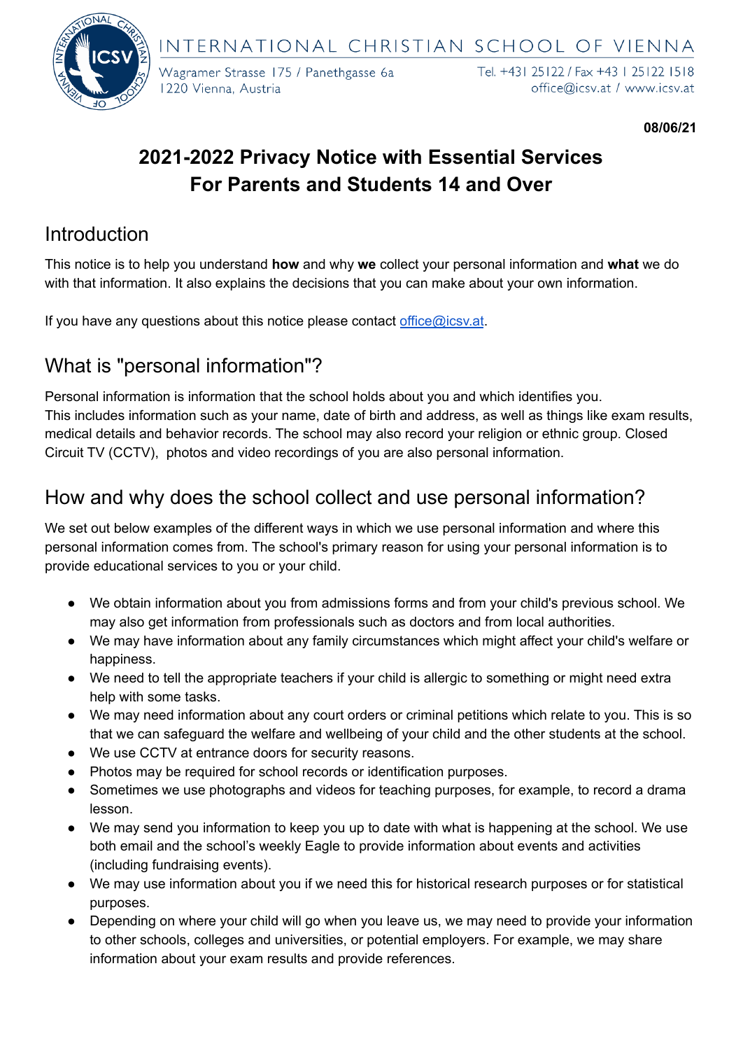INTERNATIONAL CHRISTIAN SCHOOL OF VIENNA

Wagramer Strasse 175 / Panethgasse 6a
1220 Vienna, Austria

Tel. +431 25122 / Fax +43 1 25122 1518
office@icsv.at / www.icsv.at

**08/06/21**

# 2021-2022 Privacy Notice with Essential Services For Parents and Students 14 and Over

## Introduction

This notice is to help you understand **how** and why **we** collect your personal information and **what** we do with that information. It also explains the decisions that you can make about your own information.

If you have any questions about this notice please contact office@icsv.at.

## What is "personal information"?

Personal information is information that the school holds about you and which identifies you. This includes information such as your name, date of birth and address, as well as things like exam results, medical details and behavior records. The school may also record your religion or ethnic group. Closed Circuit TV (CCTV), photos and video recordings of you are also personal information.

## How and why does the school collect and use personal information?

We set out below examples of the different ways in which we use personal information and where this personal information comes from. The school's primary reason for using your personal information is to provide educational services to you or your child.

- We obtain information about you from admissions forms and from your child's previous school. We may also get information from professionals such as doctors and from local authorities.
- We may have information about any family circumstances which might affect your child's welfare or happiness.
- We need to tell the appropriate teachers if your child is allergic to something or might need extra help with some tasks.
- We may need information about any court orders or criminal petitions which relate to you. This is so that we can safeguard the welfare and wellbeing of your child and the other students at the school.
- We use CCTV at entrance doors for security reasons.
- Photos may be required for school records or identification purposes.
- Sometimes we use photographs and videos for teaching purposes, for example, to record a drama lesson.
- We may send you information to keep you up to date with what is happening at the school. We use both email and the school's weekly Eagle to provide information about events and activities (including fundraising events).
- We may use information about you if we need this for historical research purposes or for statistical purposes.
- Depending on where your child will go when you leave us, we may need to provide your information to other schools, colleges and universities, or potential employers. For example, we may share information about your exam results and provide references.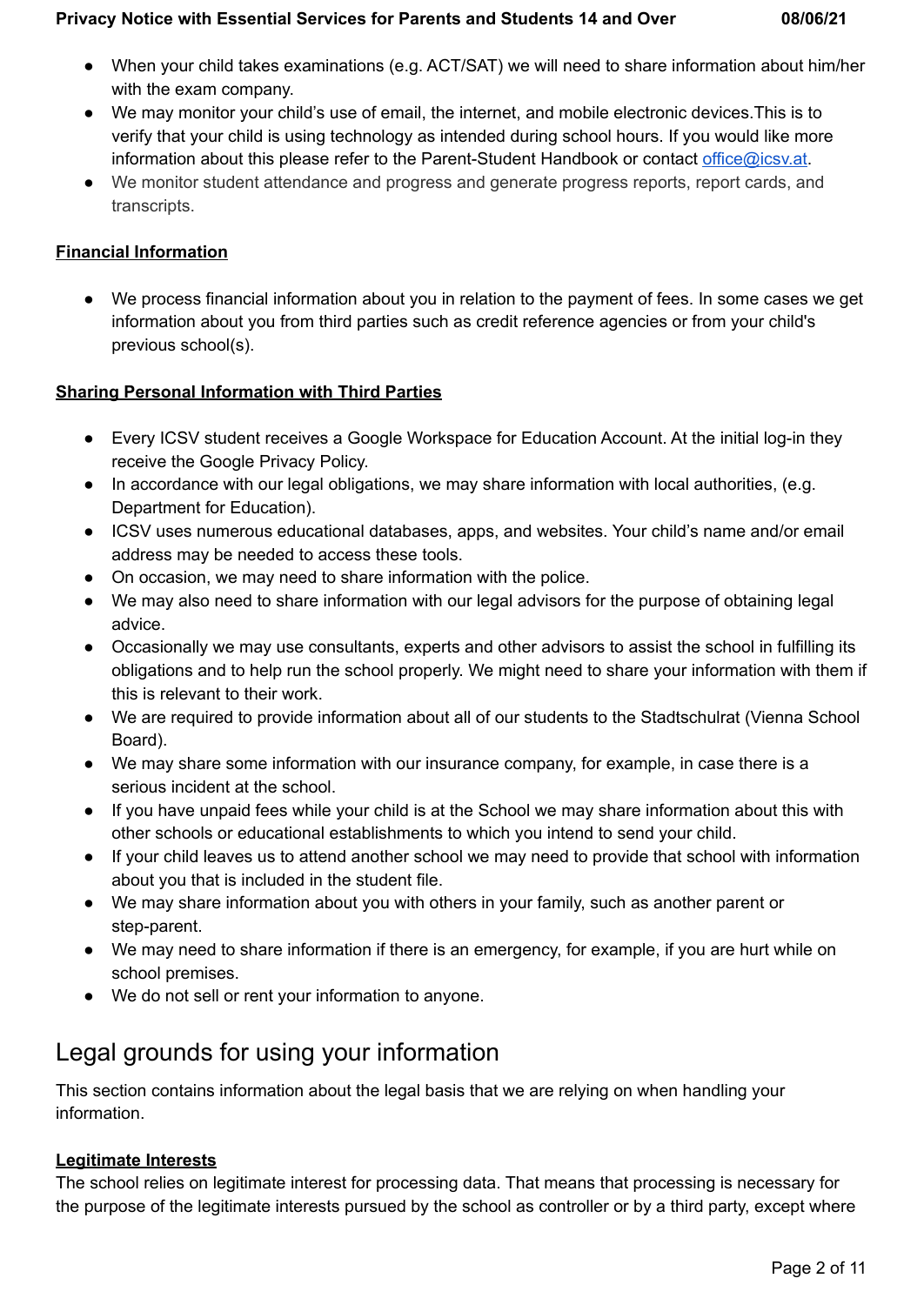- When your child takes examinations (e.g. ACT/SAT) we will need to share information about him/her with the exam company.
- We may monitor your child's use of email, the internet, and mobile electronic devices.This is to verify that your child is using technology as intended during school hours. If you would like more information about this please refer to the Parent-Student Handbook or contact office@icsv.at.
- We monitor student attendance and progress and generate progress reports, report cards, and transcripts.

**Financial Information**

- We process financial information about you in relation to the payment of fees. In some cases we get information about you from third parties such as credit reference agencies or from your child's previous school(s).

**Sharing Personal Information with Third Parties**

- Every ICSV student receives a Google Workspace for Education Account. At the initial log-in they receive the Google Privacy Policy.
- In accordance with our legal obligations, we may share information with local authorities, (e.g. Department for Education).
- ICSV uses numerous educational databases, apps, and websites. Your child's name and/or email address may be needed to access these tools.
- On occasion, we may need to share information with the police.
- We may also need to share information with our legal advisors for the purpose of obtaining legal advice.
- Occasionally we may use consultants, experts and other advisors to assist the school in fulfilling its obligations and to help run the school properly. We might need to share your information with them if this is relevant to their work.
- We are required to provide information about all of our students to the Stadtschulrat (Vienna School Board).
- We may share some information with our insurance company, for example, in case there is a serious incident at the school.
- If you have unpaid fees while your child is at the School we may share information about this with other schools or educational establishments to which you intend to send your child.
- If your child leaves us to attend another school we may need to provide that school with information about you that is included in the student file.
- We may share information about you with others in your family, such as another parent or step-parent.
- We may need to share information if there is an emergency, for example, if you are hurt while on school premises.
- We do not sell or rent your information to anyone.

## Legal grounds for using your information

This section contains information about the legal basis that we are relying on when handling your information.

**Legitimate Interests**

The school relies on legitimate interest for processing data. That means that processing is necessary for the purpose of the legitimate interests pursued by the school as controller or by a third party, except where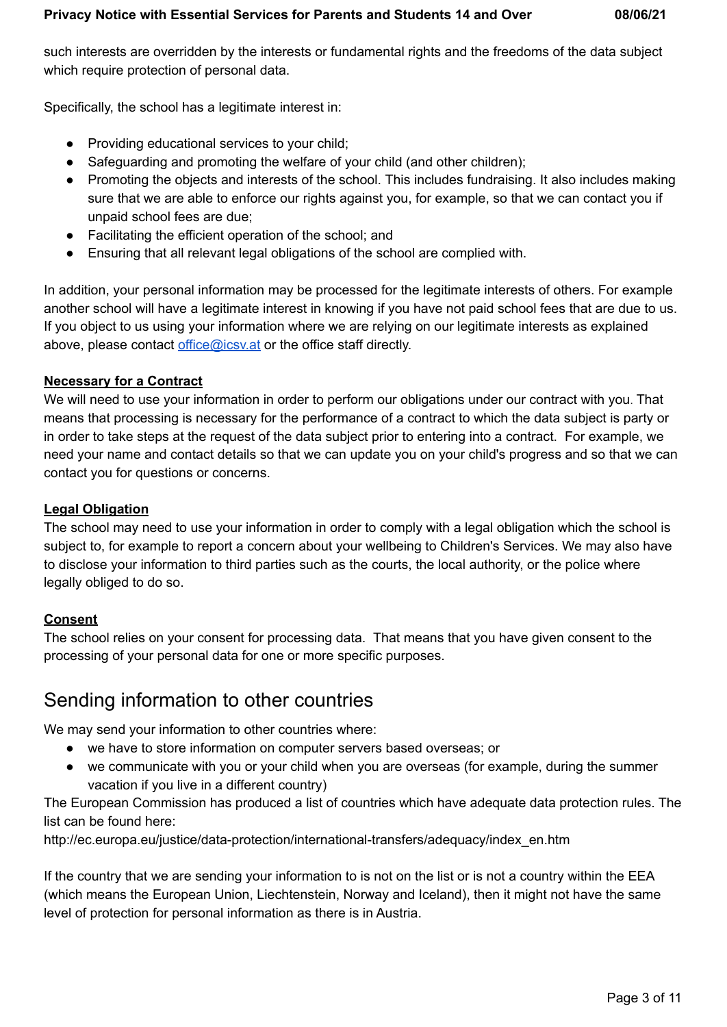such interests are overridden by the interests or fundamental rights and the freedoms of the data subject which require protection of personal data.

Specifically, the school has a legitimate interest in:

- Providing educational services to your child;
- Safeguarding and promoting the welfare of your child (and other children);
- Promoting the objects and interests of the school. This includes fundraising. It also includes making sure that we are able to enforce our rights against you, for example, so that we can contact you if unpaid school fees are due;
- Facilitating the efficient operation of the school; and
- Ensuring that all relevant legal obligations of the school are complied with.

In addition, your personal information may be processed for the legitimate interests of others. For example another school will have a legitimate interest in knowing if you have not paid school fees that are due to us. If you object to us using your information where we are relying on our legitimate interests as explained above, please contact [office@icsv.at](mailto:office@icsv.at) or the office staff directly.

**Necessary for a Contract**

We will need to use your information in order to perform our obligations under our contract with you. That means that processing is necessary for the performance of a contract to which the data subject is party or in order to take steps at the request of the data subject prior to entering into a contract. For example, we need your name and contact details so that we can update you on your child's progress and so that we can contact you for questions or concerns.

**Legal Obligation**

The school may need to use your information in order to comply with a legal obligation which the school is subject to, for example to report a concern about your wellbeing to Children's Services. We may also have to disclose your information to third parties such as the courts, the local authority, or the police where legally obliged to do so.

**Consent**

The school relies on your consent for processing data. That means that you have given consent to the processing of your personal data for one or more specific purposes.

## Sending information to other countries

We may send your information to other countries where:

- we have to store information on computer servers based overseas; or
- we communicate with you or your child when you are overseas (for example, during the summer vacation if you live in a different country)

The European Commission has produced a list of countries which have adequate data protection rules. The list can be found here:
http://ec.europa.eu/justice/data-protection/international-transfers/adequacy/index_en.htm

If the country that we are sending your information to is not on the list or is not a country within the EEA (which means the European Union, Liechtenstein, Norway and Iceland), then it might not have the same level of protection for personal information as there is in Austria.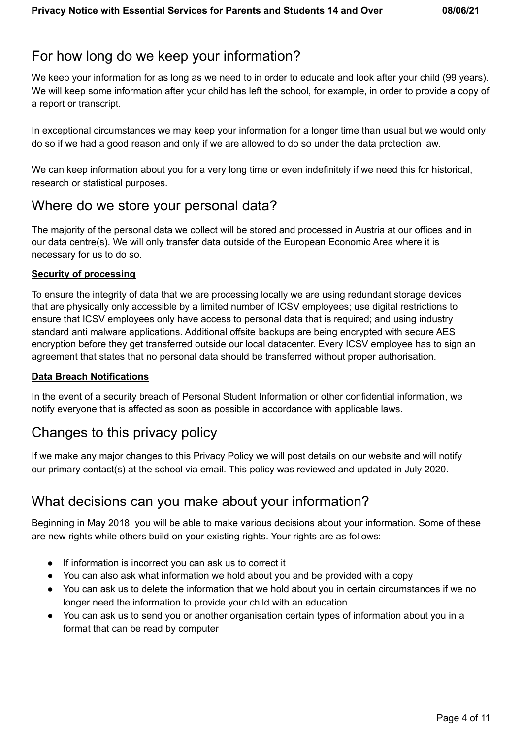## For how long do we keep your information?

We keep your information for as long as we need to in order to educate and look after your child (99 years). We will keep some information after your child has left the school, for example, in order to provide a copy of a report or transcript.

In exceptional circumstances we may keep your information for a longer time than usual but we would only do so if we had a good reason and only if we are allowed to do so under the data protection law.

We can keep information about you for a very long time or even indefinitely if we need this for historical, research or statistical purposes.

## Where do we store your personal data?

The majority of the personal data we collect will be stored and processed in Austria at our offices and in our data centre(s). We will only transfer data outside of the European Economic Area where it is necessary for us to do so.

**Security of processing**

To ensure the integrity of data that we are processing locally we are using redundant storage devices that are physically only accessible by a limited number of ICSV employees; use digital restrictions to ensure that ICSV employees only have access to personal data that is required; and using industry standard anti malware applications. Additional offsite backups are being encrypted with secure AES encryption before they get transferred outside our local datacenter. Every ICSV employee has to sign an agreement that states that no personal data should be transferred without proper authorisation.

**Data Breach Notifications**

In the event of a security breach of Personal Student Information or other confidential information, we notify everyone that is affected as soon as possible in accordance with applicable laws.

## Changes to this privacy policy

If we make any major changes to this Privacy Policy we will post details on our website and will notify our primary contact(s) at the school via email. This policy was reviewed and updated in July 2020.

## What decisions can you make about your information?

Beginning in May 2018, you will be able to make various decisions about your information. Some of these are new rights while others build on your existing rights. Your rights are as follows:

- If information is incorrect you can ask us to correct it
- You can also ask what information we hold about you and be provided with a copy
- You can ask us to delete the information that we hold about you in certain circumstances if we no longer need the information to provide your child with an education
- You can ask us to send you or another organisation certain types of information about you in a format that can be read by computer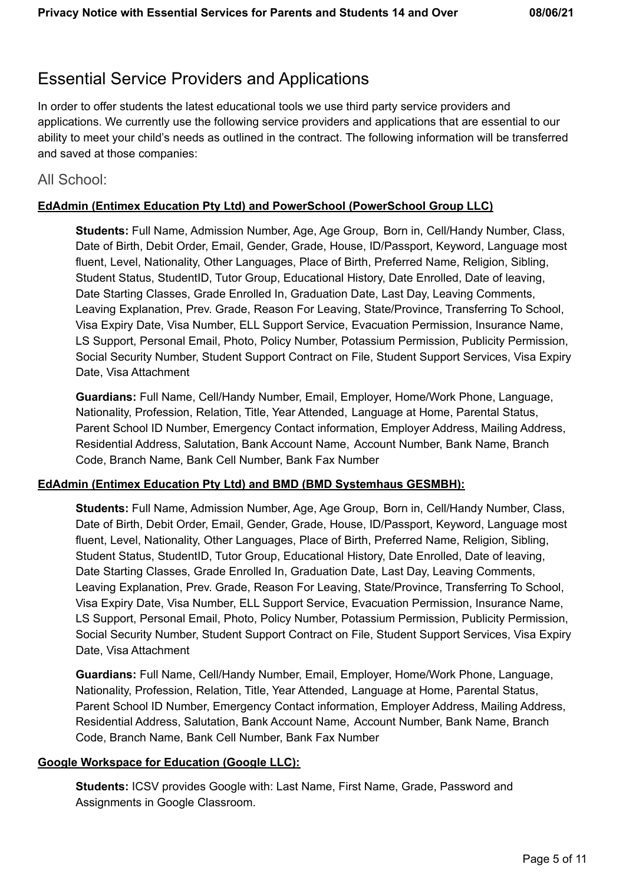# Essential Service Providers and Applications

In order to offer students the latest educational tools we use third party service providers and applications. We currently use the following service providers and applications that are essential to our ability to meet your child's needs as outlined in the contract. The following information will be transferred and saved at those companies:

## All School:

**EdAdmin (Entimex Education Pty Ltd) and PowerSchool (PowerSchool Group LLC)**

**Students:** Full Name, Admission Number, Age, Age Group, Born in, Cell/Handy Number, Class, Date of Birth, Debit Order, Email, Gender, Grade, House, ID/Passport, Keyword, Language most fluent, Level, Nationality, Other Languages, Place of Birth, Preferred Name, Religion, Sibling, Student Status, StudentID, Tutor Group, Educational History, Date Enrolled, Date of leaving, Date Starting Classes, Grade Enrolled In, Graduation Date, Last Day, Leaving Comments, Leaving Explanation, Prev. Grade, Reason For Leaving, State/Province, Transferring To School, Visa Expiry Date, Visa Number, ELL Support Service, Evacuation Permission, Insurance Name, LS Support, Personal Email, Photo, Policy Number, Potassium Permission, Publicity Permission, Social Security Number, Student Support Contract on File, Student Support Services, Visa Expiry Date, Visa Attachment

**Guardians:** Full Name, Cell/Handy Number, Email, Employer, Home/Work Phone, Language, Nationality, Profession, Relation, Title, Year Attended, Language at Home, Parental Status, Parent School ID Number, Emergency Contact information, Employer Address, Mailing Address, Residential Address, Salutation, Bank Account Name, Account Number, Bank Name, Branch Code, Branch Name, Bank Cell Number, Bank Fax Number

**EdAdmin (Entimex Education Pty Ltd) and BMD (BMD Systemhaus GESMBH):**

**Students:** Full Name, Admission Number, Age, Age Group, Born in, Cell/Handy Number, Class, Date of Birth, Debit Order, Email, Gender, Grade, House, ID/Passport, Keyword, Language most fluent, Level, Nationality, Other Languages, Place of Birth, Preferred Name, Religion, Sibling, Student Status, StudentID, Tutor Group, Educational History, Date Enrolled, Date of leaving, Date Starting Classes, Grade Enrolled In, Graduation Date, Last Day, Leaving Comments, Leaving Explanation, Prev. Grade, Reason For Leaving, State/Province, Transferring To School, Visa Expiry Date, Visa Number, ELL Support Service, Evacuation Permission, Insurance Name, LS Support, Personal Email, Photo, Policy Number, Potassium Permission, Publicity Permission, Social Security Number, Student Support Contract on File, Student Support Services, Visa Expiry Date, Visa Attachment

**Guardians:** Full Name, Cell/Handy Number, Email, Employer, Home/Work Phone, Language, Nationality, Profession, Relation, Title, Year Attended, Language at Home, Parental Status, Parent School ID Number, Emergency Contact information, Employer Address, Mailing Address, Residential Address, Salutation, Bank Account Name, Account Number, Bank Name, Branch Code, Branch Name, Bank Cell Number, Bank Fax Number

**Google Workspace for Education (Google LLC):**

**Students:** ICSV provides Google with: Last Name, First Name, Grade, Password and Assignments in Google Classroom.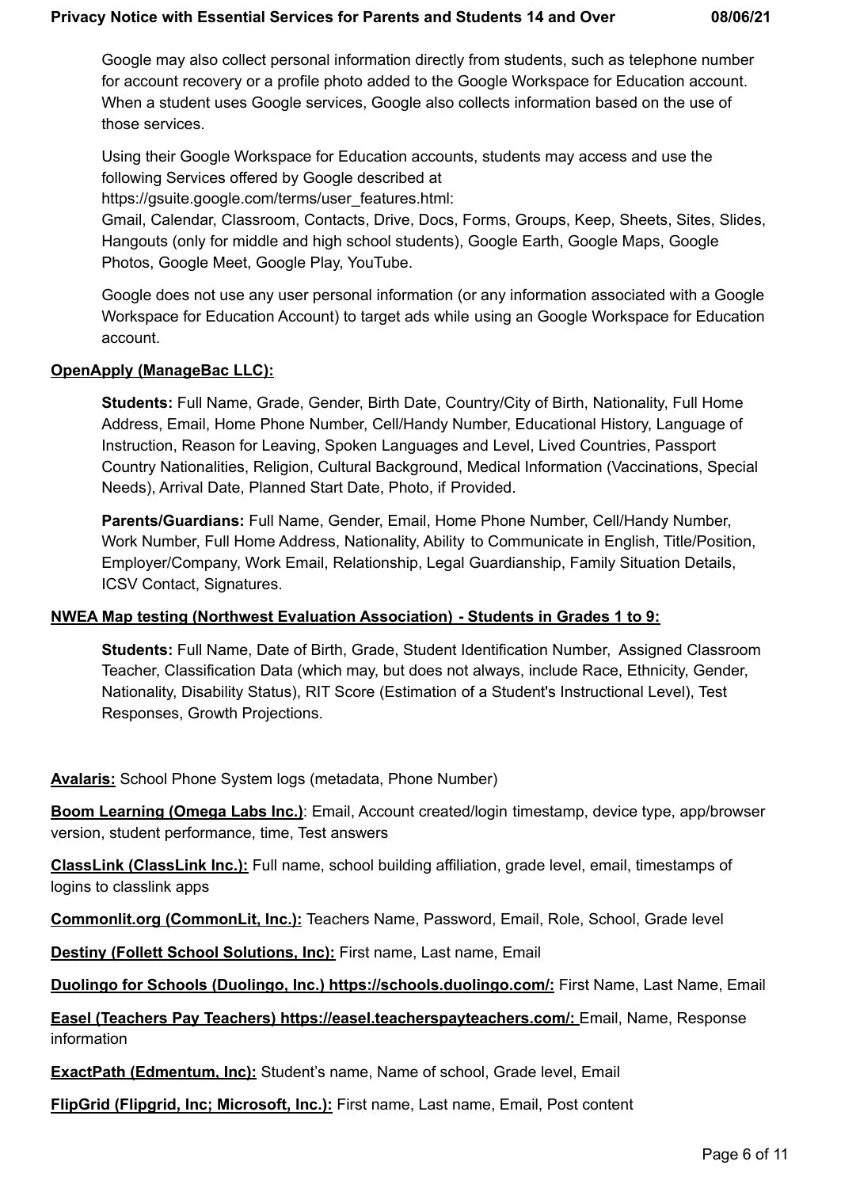Google may also collect personal information directly from students, such as telephone number for account recovery or a profile photo added to the Google Workspace for Education account. When a student uses Google services, Google also collects information based on the use of those services.

Using their Google Workspace for Education accounts, students may access and use the following Services offered by Google described at https://gsuite.google.com/terms/user_features.html:
Gmail, Calendar, Classroom, Contacts, Drive, Docs, Forms, Groups, Keep, Sheets, Sites, Slides, Hangouts (only for middle and high school students), Google Earth, Google Maps, Google Photos, Google Meet, Google Play, YouTube.

Google does not use any user personal information (or any information associated with a Google Workspace for Education Account) to target ads while using an Google Workspace for Education account.

**OpenApply (ManageBac LLC):**

**Students:** Full Name, Grade, Gender, Birth Date, Country/City of Birth, Nationality, Full Home Address, Email, Home Phone Number, Cell/Handy Number, Educational History, Language of Instruction, Reason for Leaving, Spoken Languages and Level, Lived Countries, Passport Country Nationalities, Religion, Cultural Background, Medical Information (Vaccinations, Special Needs), Arrival Date, Planned Start Date, Photo, if Provided.

**Parents/Guardians:** Full Name, Gender, Email, Home Phone Number, Cell/Handy Number, Work Number, Full Home Address, Nationality, Ability to Communicate in English, Title/Position, Employer/Company, Work Email, Relationship, Legal Guardianship, Family Situation Details, ICSV Contact, Signatures.

**NWEA Map testing (Northwest Evaluation Association) - Students in Grades 1 to 9:**

**Students:** Full Name, Date of Birth, Grade, Student Identification Number, Assigned Classroom Teacher, Classification Data (which may, but does not always, include Race, Ethnicity, Gender, Nationality, Disability Status), RIT Score (Estimation of a Student's Instructional Level), Test Responses, Growth Projections.

**Avalaris:** School Phone System logs (metadata, Phone Number)

**Boom Learning (Omega Labs Inc.)**: Email, Account created/login timestamp, device type, app/browser version, student performance, time, Test answers

**ClassLink (ClassLink Inc.):** Full name, school building affiliation, grade level, email, timestamps of logins to classlink apps

**Commonlit.org (CommonLit, Inc.):** Teachers Name, Password, Email, Role, School, Grade level

**Destiny (Follett School Solutions, Inc):** First name, Last name, Email

**Duolingo for Schools (Duolingo, Inc.) https://schools.duolingo.com/:** First Name, Last Name, Email

**Easel (Teachers Pay Teachers) https://easel.teacherspayteachers.com/:** Email, Name, Response information

**ExactPath (Edmentum, Inc):** Student's name, Name of school, Grade level, Email

**FlipGrid (Flipgrid, Inc; Microsoft, Inc.):** First name, Last name, Email, Post content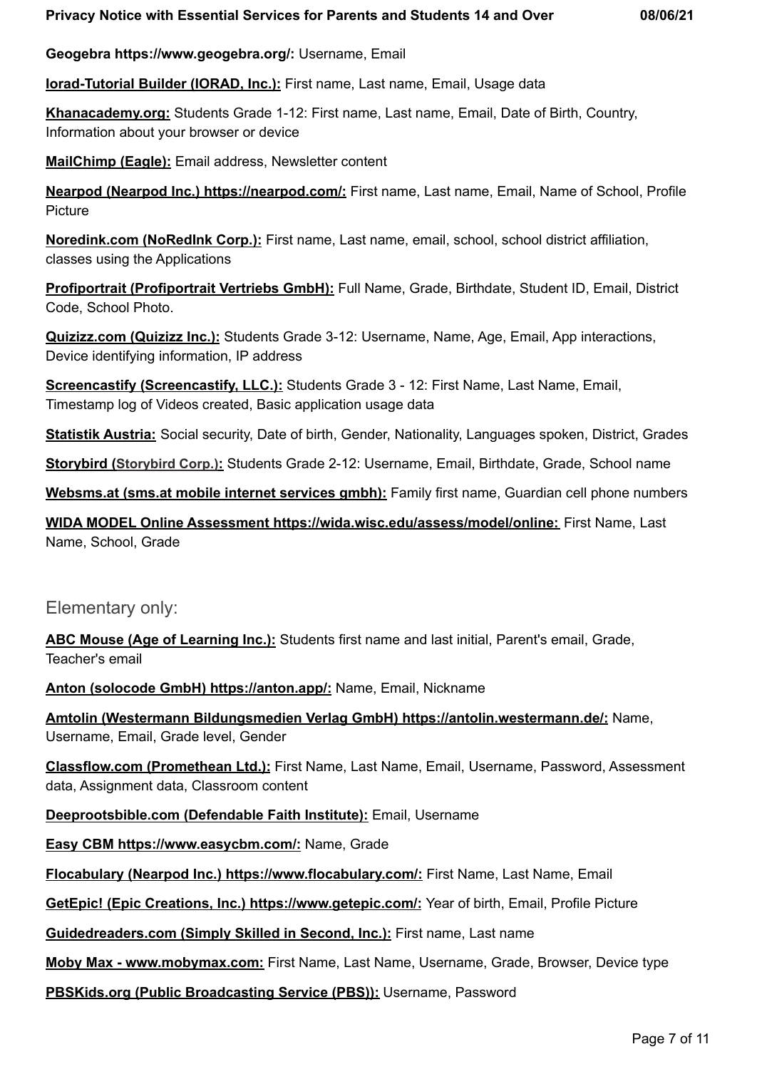**Geogebra https://www.geogebra.org/:** Username, Email

**Iorad-Tutorial Builder (IORAD, Inc.):** First name, Last name, Email, Usage data

**Khanacademy.org:** Students Grade 1-12: First name, Last name, Email, Date of Birth, Country, Information about your browser or device

**MailChimp (Eagle):** Email address, Newsletter content

**Nearpod (Nearpod Inc.) https://nearpod.com/:** First name, Last name, Email, Name of School, Profile Picture

**Noredink.com (NoRedInk Corp.):** First name, Last name, email, school, school district affiliation, classes using the Applications

**Profiportrait (Profiportrait Vertriebs GmbH):** Full Name, Grade, Birthdate, Student ID, Email, District Code, School Photo.

**Quizizz.com (Quizizz Inc.):** Students Grade 3-12: Username, Name, Age, Email, App interactions, Device identifying information, IP address

**Screencastify (Screencastify, LLC.):** Students Grade 3 - 12: First Name, Last Name, Email, Timestamp log of Videos created, Basic application usage data

**Statistik Austria:** Social security, Date of birth, Gender, Nationality, Languages spoken, District, Grades

**Storybird (Storybird Corp.):** Students Grade 2-12: Username, Email, Birthdate, Grade, School name

**Websms.at (sms.at mobile internet services gmbh):** Family first name, Guardian cell phone numbers

**WIDA MODEL Online Assessment https://wida.wisc.edu/assess/model/online:** First Name, Last Name, School, Grade

## Elementary only:

**ABC Mouse (Age of Learning Inc.):** Students first name and last initial, Parent's email, Grade, Teacher's email

**Anton (solocode GmbH) https://anton.app/:** Name, Email, Nickname

**Amtolin (Westermann Bildungsmedien Verlag GmbH) https://antolin.westermann.de/:** Name, Username, Email, Grade level, Gender

**Classflow.com (Promethean Ltd.):** First Name, Last Name, Email, Username, Password, Assessment data, Assignment data, Classroom content

**Deeprootsbible.com (Defendable Faith Institute):** Email, Username

**Easy CBM https://www.easycbm.com/:** Name, Grade

**Flocabulary (Nearpod Inc.) https://www.flocabulary.com/:** First Name, Last Name, Email

**GetEpic! (Epic Creations, Inc.) https://www.getepic.com/:** Year of birth, Email, Profile Picture

**Guidedreaders.com (Simply Skilled in Second, Inc.):** First name, Last name

**Moby Max - www.mobymax.com:** First Name, Last Name, Username, Grade, Browser, Device type

**PBSKids.org (Public Broadcasting Service (PBS)):** Username, Password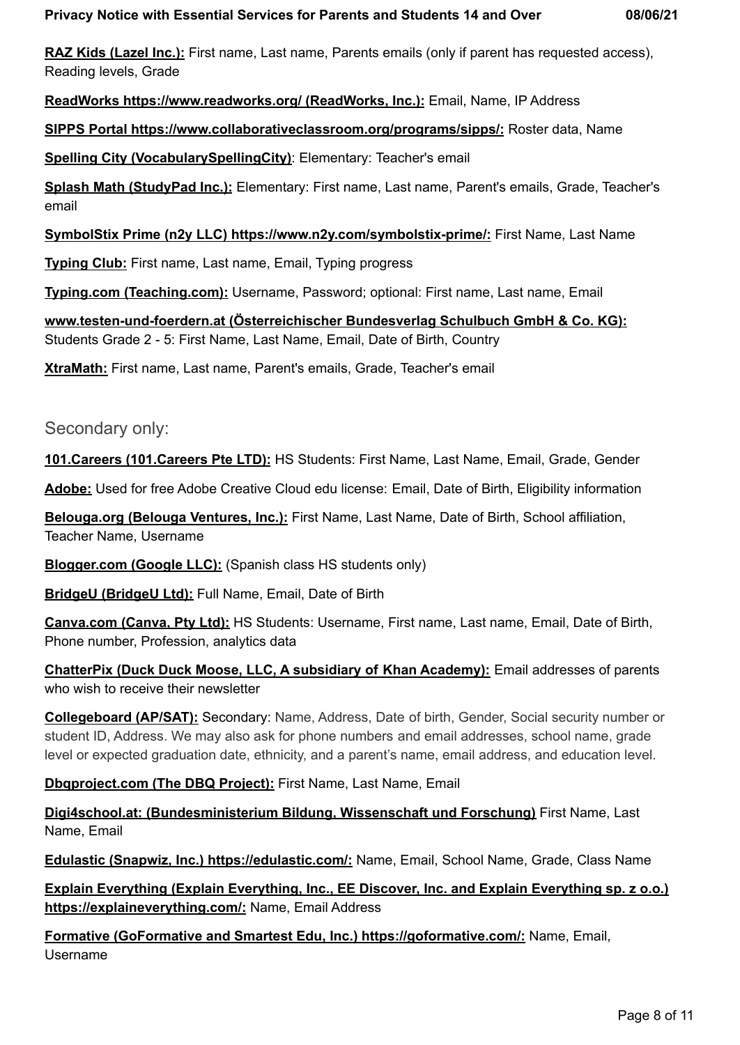**RAZ Kids (Lazel Inc.):** First name, Last name, Parents emails (only if parent has requested access), Reading levels, Grade

**ReadWorks https://www.readworks.org/ (ReadWorks, Inc.):** Email, Name, IP Address

**SIPPS Portal https://www.collaborativeclassroom.org/programs/sipps/:** Roster data, Name

**Spelling City (VocabularySpellingCity)**: Elementary: Teacher's email

**Splash Math (StudyPad Inc.):** Elementary: First name, Last name, Parent's emails, Grade, Teacher's email

**SymbolStix Prime (n2y LLC) https://www.n2y.com/symbolstix-prime/:** First Name, Last Name

**Typing Club:** First name, Last name, Email, Typing progress

**Typing.com (Teaching.com):** Username, Password; optional: First name, Last name, Email

**www.testen-und-foerdern.at (Österreichischer Bundesverlag Schulbuch GmbH & Co. KG):** Students Grade 2 - 5: First Name, Last Name, Email, Date of Birth, Country

**XtraMath:** First name, Last name, Parent's emails, Grade, Teacher's email

## Secondary only:

**101.Careers (101.Careers Pte LTD):** HS Students: First Name, Last Name, Email, Grade, Gender

**Adobe:** Used for free Adobe Creative Cloud edu license: Email, Date of Birth, Eligibility information

**Belouga.org (Belouga Ventures, Inc.):** First Name, Last Name, Date of Birth, School affiliation, Teacher Name, Username

**Blogger.com (Google LLC):** (Spanish class HS students only)

**BridgeU (BridgeU Ltd):** Full Name, Email, Date of Birth

**Canva.com (Canva, Pty Ltd):** HS Students: Username, First name, Last name, Email, Date of Birth, Phone number, Profession, analytics data

**ChatterPix (Duck Duck Moose, LLC, A subsidiary of Khan Academy):** Email addresses of parents who wish to receive their newsletter

**Collegeboard (AP/SAT):** Secondary: Name, Address, Date of birth, Gender, Social security number or student ID, Address. We may also ask for phone numbers and email addresses, school name, grade level or expected graduation date, ethnicity, and a parent's name, email address, and education level.

**Dbqproject.com (The DBQ Project):** First Name, Last Name, Email

**Digi4school.at: (Bundesministerium Bildung, Wissenschaft und Forschung)** First Name, Last Name, Email

**Edulastic (Snapwiz, Inc.) https://edulastic.com/:** Name, Email, School Name, Grade, Class Name

**Explain Everything (Explain Everything, Inc., EE Discover, Inc. and Explain Everything sp. z o.o.) https://explaineverything.com/:** Name, Email Address

**Formative (GoFormative and Smartest Edu, Inc.) https://goformative.com/:** Name, Email, Username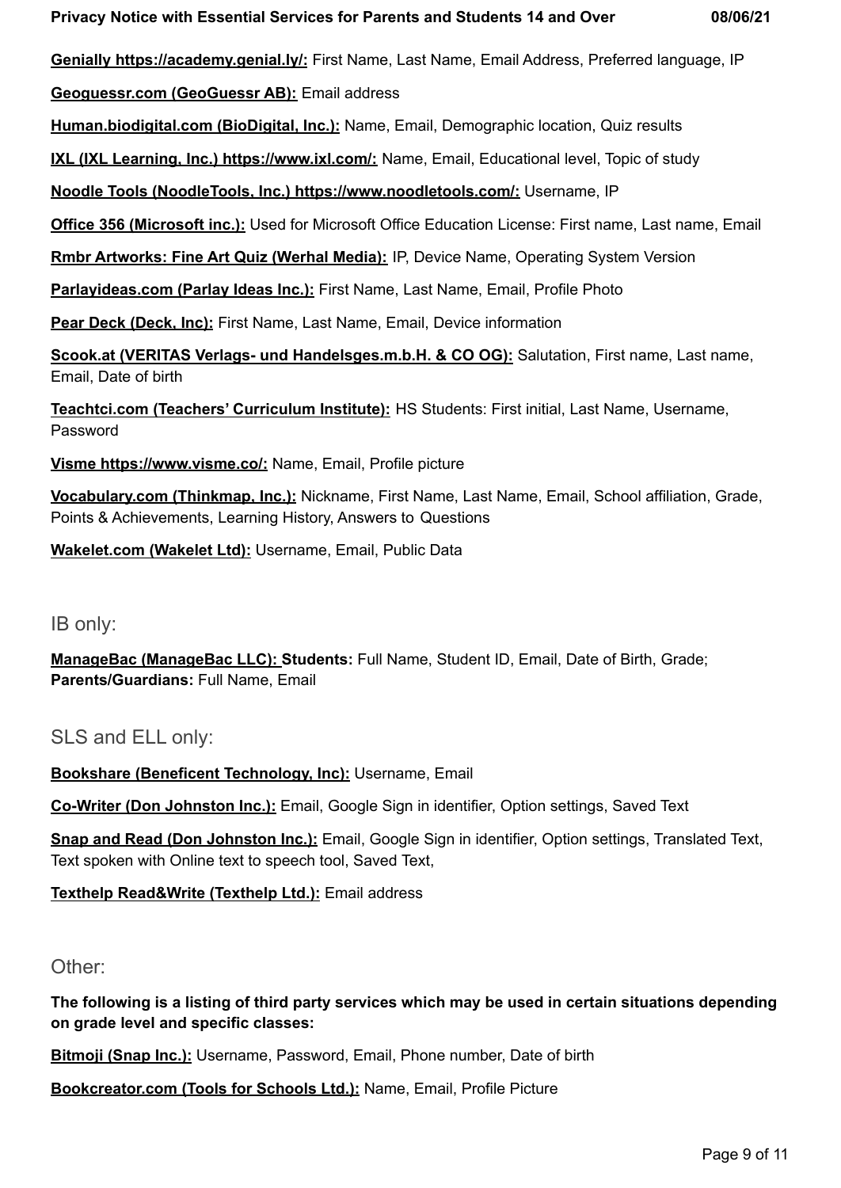**Genially https://academy.genial.ly/:** First Name, Last Name, Email Address, Preferred language, IP

**Geoguessr.com (GeoGuessr AB):** Email address

**Human.biodigital.com (BioDigital, Inc.):** Name, Email, Demographic location, Quiz results

**IXL (IXL Learning, Inc.) https://www.ixl.com/:** Name, Email, Educational level, Topic of study

**Noodle Tools (NoodleTools, Inc.) https://www.noodletools.com/:** Username, IP

**Office 356 (Microsoft inc.):** Used for Microsoft Office Education License: First name, Last name, Email

**Rmbr Artworks: Fine Art Quiz (Werhal Media):** IP, Device Name, Operating System Version

**Parlayideas.com (Parlay Ideas Inc.):** First Name, Last Name, Email, Profile Photo

**Pear Deck (Deck, Inc):** First Name, Last Name, Email, Device information

**Scook.at (VERITAS Verlags- und Handelsges.m.b.H. & CO OG):** Salutation, First name, Last name, Email, Date of birth

**Teachtci.com (Teachers' Curriculum Institute):** HS Students: First initial, Last Name, Username, Password

**Visme https://www.visme.co/:** Name, Email, Profile picture

**Vocabulary.com (Thinkmap, Inc.):** Nickname, First Name, Last Name, Email, School affiliation, Grade, Points & Achievements, Learning History, Answers to Questions

**Wakelet.com (Wakelet Ltd):** Username, Email, Public Data

## IB only:

**ManageBac (ManageBac LLC): Students:** Full Name, Student ID, Email, Date of Birth, Grade; **Parents/Guardians:** Full Name, Email

## SLS and ELL only:

**Bookshare (Beneficent Technology, Inc):** Username, Email

**Co-Writer (Don Johnston Inc.):** Email, Google Sign in identifier, Option settings, Saved Text

**Snap and Read (Don Johnston Inc.):** Email, Google Sign in identifier, Option settings, Translated Text, Text spoken with Online text to speech tool, Saved Text,

**Texthelp Read&Write (Texthelp Ltd.):** Email address

## Other:

**The following is a listing of third party services which may be used in certain situations depending on grade level and specific classes:**

**Bitmoji (Snap Inc.):** Username, Password, Email, Phone number, Date of birth

**Bookcreator.com (Tools for Schools Ltd.):** Name, Email, Profile Picture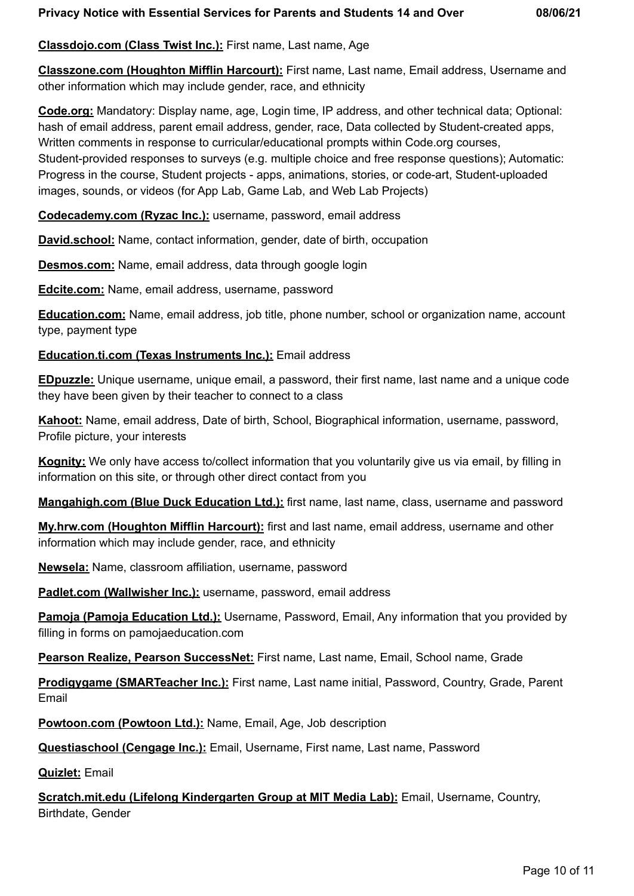**Classdojo.com (Class Twist Inc.):** First name, Last name, Age

**Classzone.com (Houghton Mifflin Harcourt):** First name, Last name, Email address, Username and other information which may include gender, race, and ethnicity

**Code.org:** Mandatory: Display name, age, Login time, IP address, and other technical data; Optional: hash of email address, parent email address, gender, race, Data collected by Student-created apps, Written comments in response to curricular/educational prompts within Code.org courses, Student-provided responses to surveys (e.g. multiple choice and free response questions); Automatic: Progress in the course, Student projects - apps, animations, stories, or code-art, Student-uploaded images, sounds, or videos (for App Lab, Game Lab, and Web Lab Projects)

**Codecademy.com (Ryzac Inc.):** username, password, email address

**David.school:** Name, contact information, gender, date of birth, occupation

**Desmos.com:** Name, email address, data through google login

**Edcite.com:** Name, email address, username, password

**Education.com:** Name, email address, job title, phone number, school or organization name, account type, payment type

**Education.ti.com (Texas Instruments Inc.):** Email address

**EDpuzzle:** Unique username, unique email, a password, their first name, last name and a unique code they have been given by their teacher to connect to a class

**Kahoot:** Name, email address, Date of birth, School, Biographical information, username, password, Profile picture, your interests

**Kognity:** We only have access to/collect information that you voluntarily give us via email, by filling in information on this site, or through other direct contact from you

**Mangahigh.com (Blue Duck Education Ltd.):** first name, last name, class, username and password

**My.hrw.com (Houghton Mifflin Harcourt):** first and last name, email address, username and other information which may include gender, race, and ethnicity

**Newsela:** Name, classroom affiliation, username, password

**Padlet.com (Wallwisher Inc.):** username, password, email address

**Pamoja (Pamoja Education Ltd.):** Username, Password, Email, Any information that you provided by filling in forms on pamojaeducation.com

**Pearson Realize, Pearson SuccessNet:** First name, Last name, Email, School name, Grade

**Prodigygame (SMARTeacher Inc.):** First name, Last name initial, Password, Country, Grade, Parent Email

**Powtoon.com (Powtoon Ltd.):** Name, Email, Age, Job description

**Questiaschool (Cengage Inc.):** Email, Username, First name, Last name, Password

**Quizlet:** Email

**Scratch.mit.edu (Lifelong Kindergarten Group at MIT Media Lab):** Email, Username, Country, Birthdate, Gender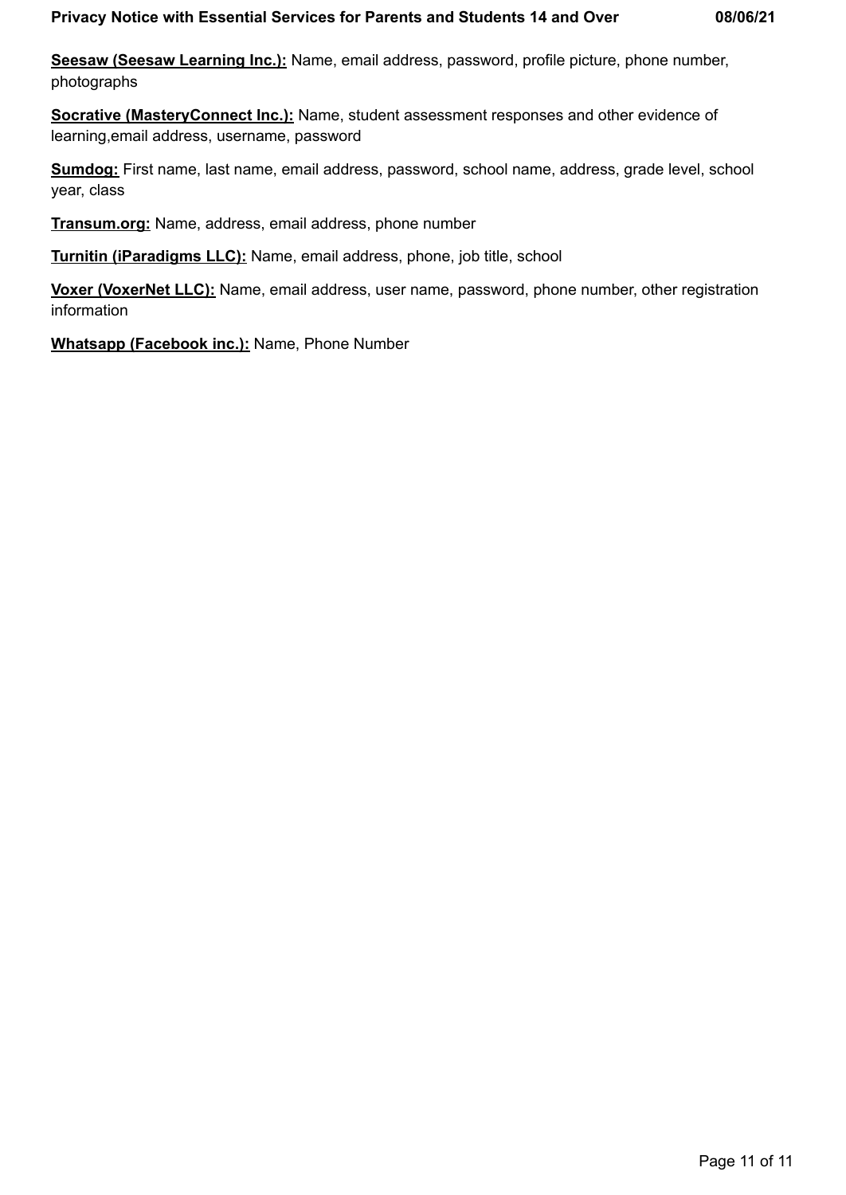**Seesaw (Seesaw Learning Inc.):** Name, email address, password, profile picture, phone number, photographs

**Socrative (MasteryConnect Inc.):** Name, student assessment responses and other evidence of learning,email address, username, password

**Sumdog:** First name, last name, email address, password, school name, address, grade level, school year, class

**Transum.org:** Name, address, email address, phone number

**Turnitin (iParadigms LLC):** Name, email address, phone, job title, school

**Voxer (VoxerNet LLC):** Name, email address, user name, password, phone number, other registration information

**Whatsapp (Facebook inc.):** Name, Phone Number